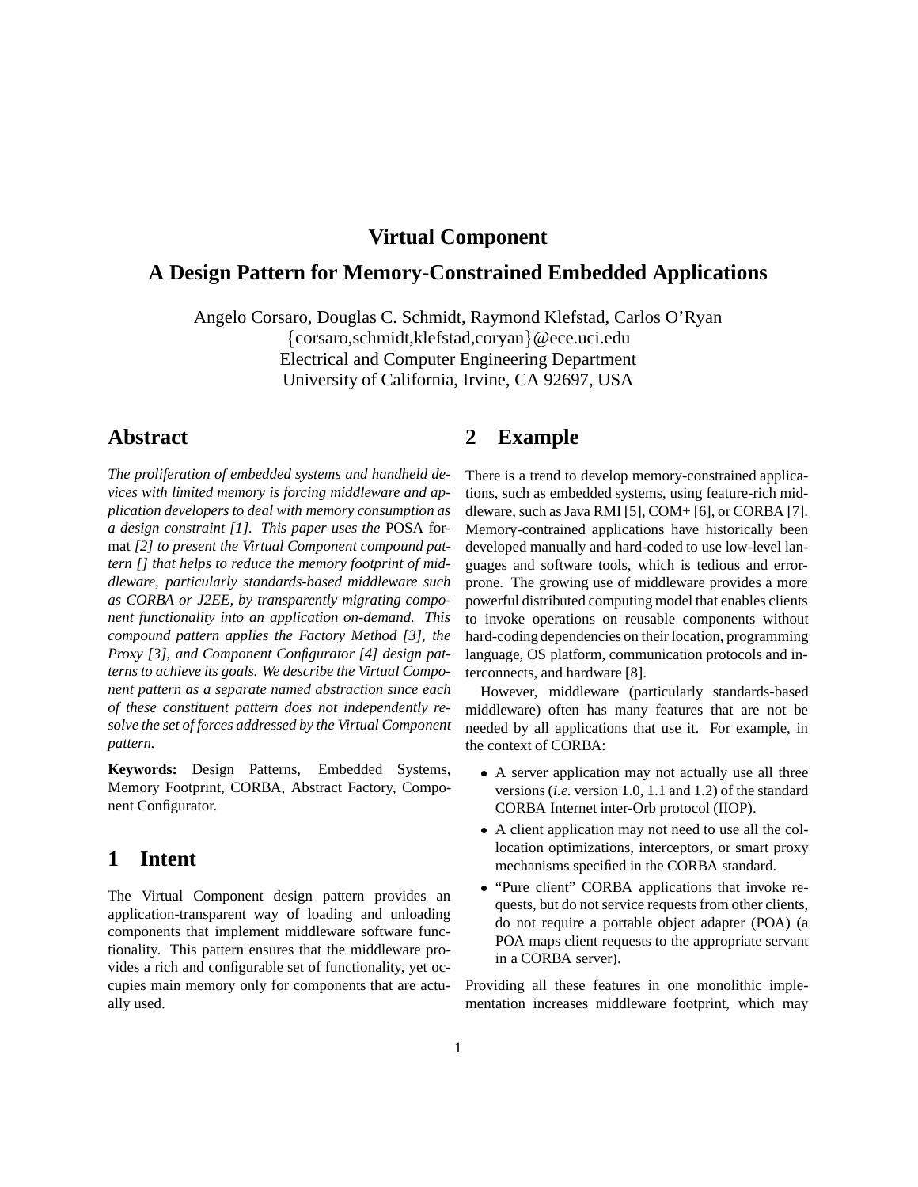# Virtual Component

# A Design Pattern for Memory-Constrained Embedded Applications

Angelo Corsaro, Douglas C. Schmidt, Raymond Klefstad, Carlos O'Ryan
{corsaro,schmidt,klefstad,coryan}@ece.uci.edu
Electrical and Computer Engineering Department
University of California, Irvine, CA 92697, USA

## Abstract

*The proliferation of embedded systems and handheld devices with limited memory is forcing middleware and application developers to deal with memory consumption as a design constraint [1]. This paper uses the* POSA *format [2] to present the Virtual Component compound pattern [] that helps to reduce the memory footprint of middleware, particularly standards-based middleware such as CORBA or J2EE, by transparently migrating component functionality into an application on-demand. This compound pattern applies the Factory Method [3], the Proxy [3], and Component Configurator [4] design patterns to achieve its goals. We describe the Virtual Component pattern as a separate named abstraction since each of these constituent pattern does not independently resolve the set of forces addressed by the Virtual Component pattern.*

**Keywords:** Design Patterns, Embedded Systems, Memory Footprint, CORBA, Abstract Factory, Component Configurator.

## 1 Intent

The Virtual Component design pattern provides an application-transparent way of loading and unloading components that implement middleware software functionality. This pattern ensures that the middleware provides a rich and configurable set of functionality, yet occupies main memory only for components that are actually used.

## 2 Example

There is a trend to develop memory-constrained applications, such as embedded systems, using feature-rich middleware, such as Java RMI [5], COM+ [6], or CORBA [7]. Memory-contrained applications have historically been developed manually and hard-coded to use low-level languages and software tools, which is tedious and error-prone. The growing use of middleware provides a more powerful distributed computing model that enables clients to invoke operations on reusable components without hard-coding dependencies on their location, programming language, OS platform, communication protocols and interconnects, and hardware [8].

However, middleware (particularly standards-based middleware) often has many features that are not be needed by all applications that use it. For example, in the context of CORBA:

- A server application may not actually use all three versions (*i.e.* version 1.0, 1.1 and 1.2) of the standard CORBA Internet inter-Orb protocol (IIOP).
- A client application may not need to use all the collocation optimizations, interceptors, or smart proxy mechanisms specified in the CORBA standard.
- "Pure client" CORBA applications that invoke requests, but do not service requests from other clients, do not require a portable object adapter (POA) (a POA maps client requests to the appropriate servant in a CORBA server).

Providing all these features in one monolithic implementation increases middleware footprint, which may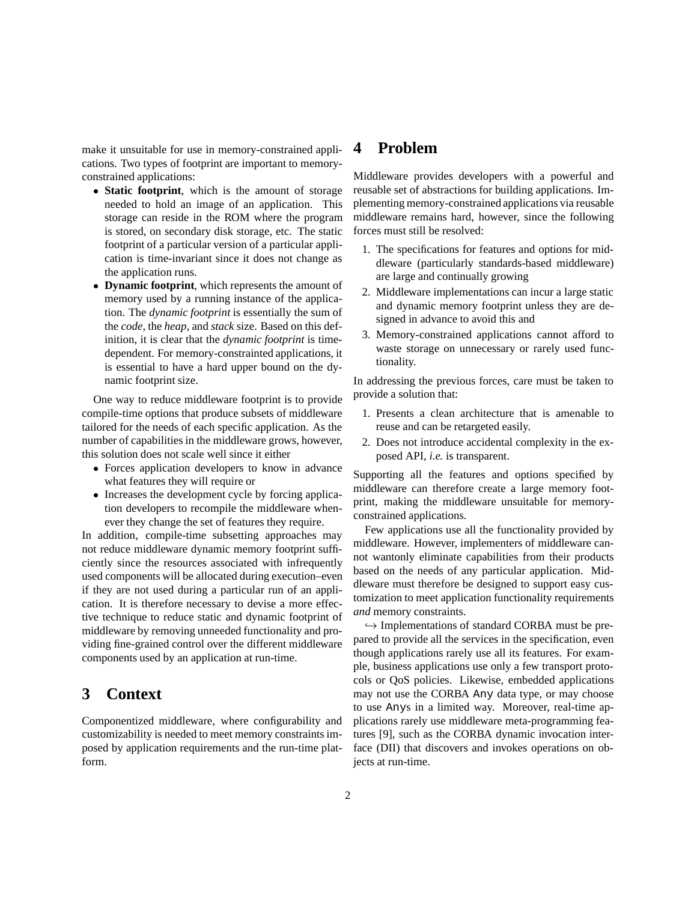make it unsuitable for use in memory-constrained applications. Two types of footprint are important to memory-constrained applications:

- **Static footprint**, which is the amount of storage needed to hold an image of an application. This storage can reside in the ROM where the program is stored, on secondary disk storage, etc. The static footprint of a particular version of a particular application is time-invariant since it does not change as the application runs.
- **Dynamic footprint**, which represents the amount of memory used by a running instance of the application. The *dynamic footprint* is essentially the sum of the *code*, the *heap*, and *stack* size. Based on this definition, it is clear that the *dynamic footprint* is time-dependent. For memory-constrainted applications, it is essential to have a hard upper bound on the dynamic footprint size.

One way to reduce middleware footprint is to provide compile-time options that produce subsets of middleware tailored for the needs of each specific application. As the number of capabilities in the middleware grows, however, this solution does not scale well since it either

- Forces application developers to know in advance what features they will require or
- Increases the development cycle by forcing application developers to recompile the middleware whenever they change the set of features they require.

In addition, compile-time subsetting approaches may not reduce middleware dynamic memory footprint sufficiently since the resources associated with infrequently used components will be allocated during execution–even if they are not used during a particular run of an application. It is therefore necessary to devise a more effective technique to reduce static and dynamic footprint of middleware by removing unneeded functionality and providing fine-grained control over the different middleware components used by an application at run-time.

# 3 Context

Componentized middleware, where configurability and customizability is needed to meet memory constraints imposed by application requirements and the run-time platform.

# 4 Problem

Middleware provides developers with a powerful and reusable set of abstractions for building applications. Implementing memory-constrained applications via reusable middleware remains hard, however, since the following forces must still be resolved:

1. The specifications for features and options for middleware (particularly standards-based middleware) are large and continually growing
2. Middleware implementations can incur a large static and dynamic memory footprint unless they are designed in advance to avoid this and
3. Memory-constrained applications cannot afford to waste storage on unnecessary or rarely used functionality.

In addressing the previous forces, care must be taken to provide a solution that:

1. Presents a clean architecture that is amenable to reuse and can be retargeted easily.
2. Does not introduce accidental complexity in the exposed API, *i.e.* is transparent.

Supporting all the features and options specified by middleware can therefore create a large memory footprint, making the middleware unsuitable for memory-constrained applications.

Few applications use all the functionality provided by middleware. However, implementers of middleware cannot wantonly eliminate capabilities from their products based on the needs of any particular application. Middleware must therefore be designed to support easy customization to meet application functionality requirements *and* memory constraints.

↪ Implementations of standard CORBA must be prepared to provide all the services in the specification, even though applications rarely use all its features. For example, business applications use only a few transport protocols or QoS policies. Likewise, embedded applications may not use the CORBA `Any` data type, or may choose to use `Any`s in a limited way. Moreover, real-time applications rarely use middleware meta-programming features [9], such as the CORBA dynamic invocation interface (DII) that discovers and invokes operations on objects at run-time.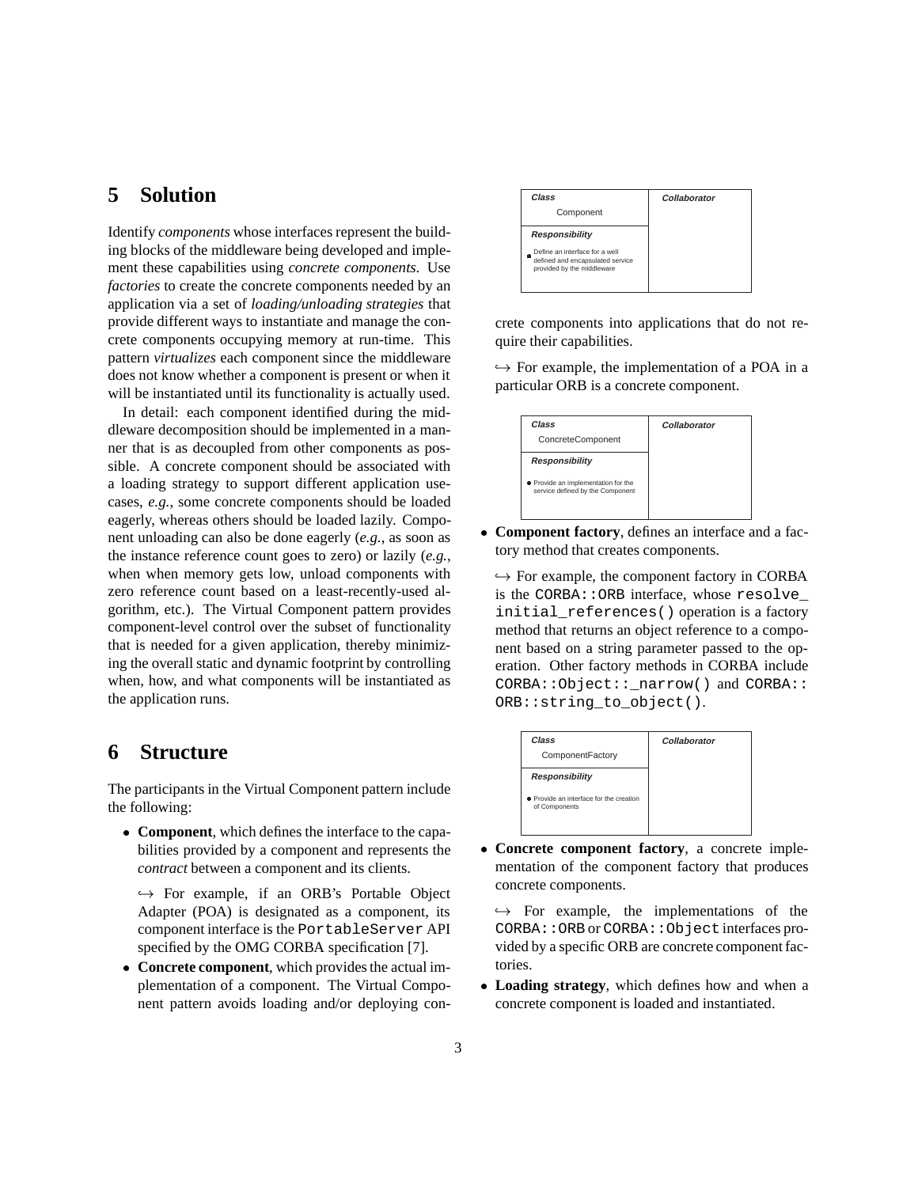## 5 Solution

Identify *components* whose interfaces represent the building blocks of the middleware being developed and implement these capabilities using *concrete components*. Use *factories* to create the concrete components needed by an application via a set of *loading/unloading strategies* that provide different ways to instantiate and manage the concrete components occupying memory at run-time. This pattern *virtualizes* each component since the middleware does not know whether a component is present or when it will be instantiated until its functionality is actually used.

In detail: each component identified during the middleware decomposition should be implemented in a manner that is as decoupled from other components as possible. A concrete component should be associated with a loading strategy to support different application use-cases, *e.g.,* some concrete components should be loaded eagerly, whereas others should be loaded lazily. Component unloading can also be done eagerly (*e.g.,* as soon as the instance reference count goes to zero) or lazily (*e.g.,* when when memory gets low, unload components with zero reference count based on a least-recently-used algorithm, etc.). The Virtual Component pattern provides component-level control over the subset of functionality that is needed for a given application, thereby minimizing the overall static and dynamic footprint by controlling when, how, and what components will be instantiated as the application runs.

## 6 Structure

The participants in the Virtual Component pattern include the following:

- **Component**, which defines the interface to the capabilities provided by a component and represents the *contract* between a component and its clients.

  ↪ For example, if an ORB's Portable Object Adapter (POA) is designated as a component, its component interface is the `PortableServer` API specified by the OMG CORBA specification [7].

| Class: Component | Collaborator |
|---|---|
| **Responsibility** | |
| • Define an interface for a well defined and encapsulated service provided by the middleware | |

- **Concrete component**, which provides the actual implementation of a component. The Virtual Component pattern avoids loading and/or deploying concrete components into applications that do not require their capabilities.

  ↪ For example, the implementation of a POA in a particular ORB is a concrete component.

| Class: ConcreteComponent | Collaborator |
|---|---|
| **Responsibility** | |
| • Provide an implementation for the service defined by the Component | |

- **Component factory**, defines an interface and a factory method that creates components.

  ↪ For example, the component factory in CORBA is the `CORBA::ORB` interface, whose `resolve_initial_references()` operation is a factory method that returns an object reference to a component based on a string parameter passed to the operation. Other factory methods in CORBA include `CORBA::Object::_narrow()` and `CORBA::ORB::string_to_object()`.

| Class: ComponentFactory | Collaborator |
|---|---|
| **Responsibility** | |
| • Provide an interface for the creation of Components | |

- **Concrete component factory**, a concrete implementation of the component factory that produces concrete components.

  ↪ For example, the implementations of the `CORBA::ORB` or `CORBA::Object` interfaces provided by a specific ORB are concrete component factories.

- **Loading strategy**, which defines how and when a concrete component is loaded and instantiated.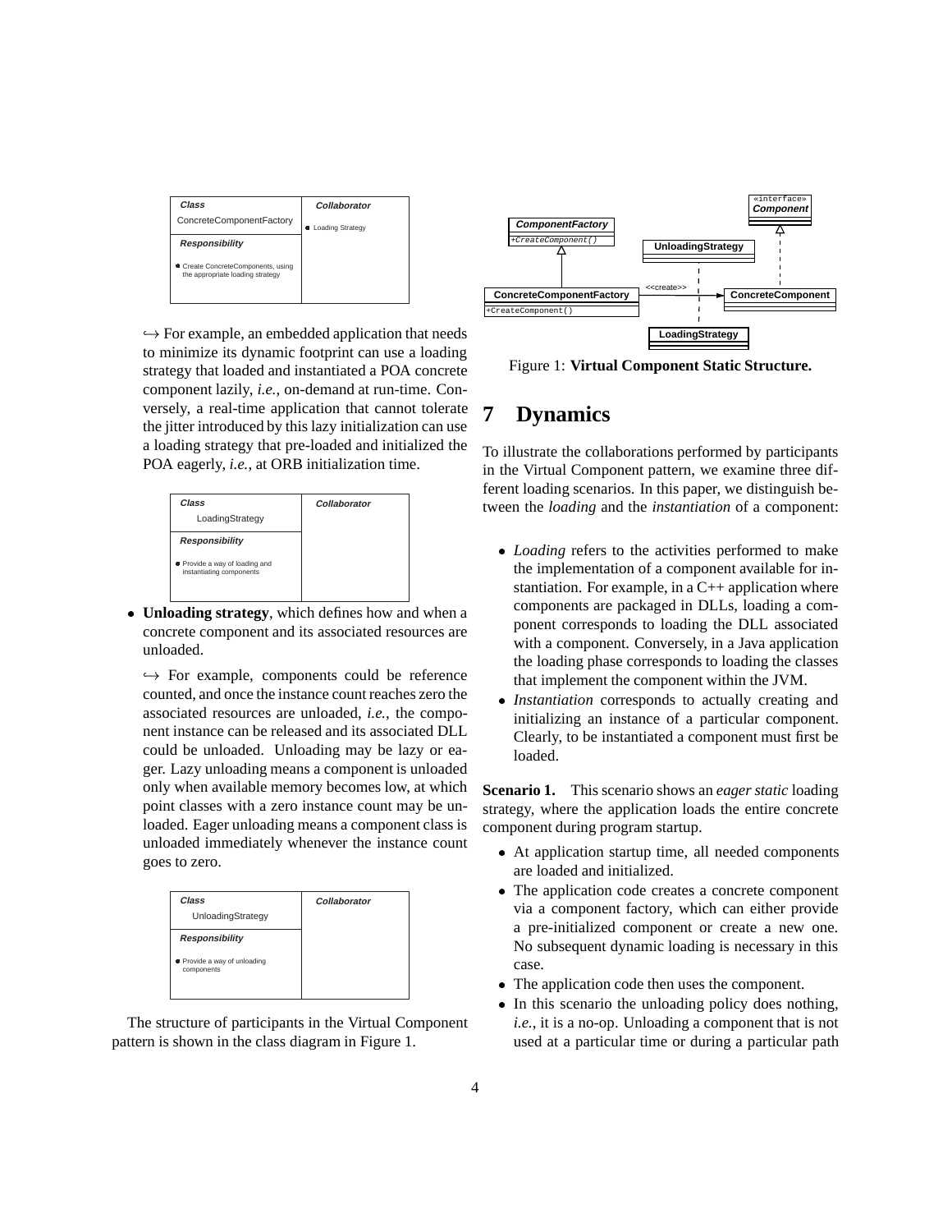| Class | Collaborator |
|---|---|
| ConcreteComponentFactory | • Loading Strategy |
| **Responsibility** | |
| • Create ConcreteComponents, using the appropriate loading strategy | |

↪ For example, an embedded application that needs to minimize its dynamic footprint can use a loading strategy that loaded and instantiated a POA concrete component lazily, *i.e.*, on-demand at run-time. Conversely, a real-time application that cannot tolerate the jitter introduced by this lazy initialization can use a loading strategy that pre-loaded and initialized the POA eagerly, *i.e.*, at ORB initialization time.

| Class | Collaborator |
|---|---|
| LoadingStrategy | |
| **Responsibility** | |
| • Provide a way of loading and instantiating components | |

- **Unloading strategy**, which defines how and when a concrete component and its associated resources are unloaded.

  ↪ For example, components could be reference counted, and once the instance count reaches zero the associated resources are unloaded, *i.e.*, the component instance can be released and its associated DLL could be unloaded. Unloading may be lazy or eager. Lazy unloading means a component is unloaded only when available memory becomes low, at which point classes with a zero instance count may be unloaded. Eager unloading means a component class is unloaded immediately whenever the instance count goes to zero.

| Class | Collaborator |
|---|---|
| UnloadingStrategy | |
| **Responsibility** | |
| • Provide a way of unloading components | |

The structure of participants in the Virtual Component pattern is shown in the class diagram in Figure 1.

Figure 1: **Virtual Component Static Structure.**

# 7 Dynamics

To illustrate the collaborations performed by participants in the Virtual Component pattern, we examine three different loading scenarios. In this paper, we distinguish between the *loading* and the *instantiation* of a component:

- *Loading* refers to the activities performed to make the implementation of a component available for instantiation. For example, in a C++ application where components are packaged in DLLs, loading a component corresponds to loading the DLL associated with a component. Conversely, in a Java application the loading phase corresponds to loading the classes that implement the component within the JVM.
- *Instantiation* corresponds to actually creating and initializing an instance of a particular component. Clearly, to be instantiated a component must first be loaded.

**Scenario 1.** This scenario shows an *eager static* loading strategy, where the application loads the entire concrete component during program startup.

- At application startup time, all needed components are loaded and initialized.
- The application code creates a concrete component via a component factory, which can either provide a pre-initialized component or create a new one. No subsequent dynamic loading is necessary in this case.
- The application code then uses the component.
- In this scenario the unloading policy does nothing, *i.e.*, it is a no-op. Unloading a component that is not used at a particular time or during a particular path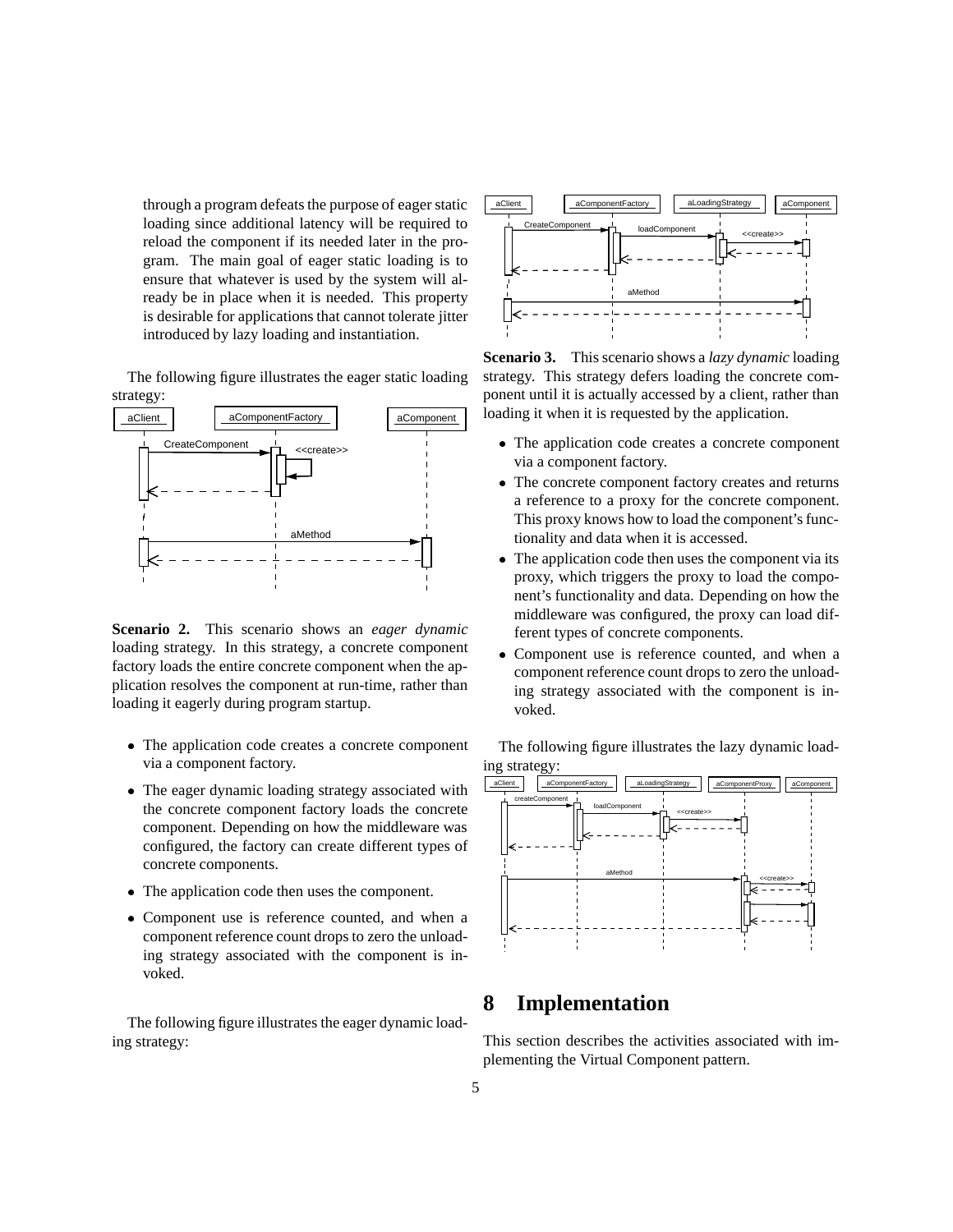through a program defeats the purpose of eager static loading since additional latency will be required to reload the component if its needed later in the program. The main goal of eager static loading is to ensure that whatever is used by the system will already be in place when it is needed. This property is desirable for applications that cannot tolerate jitter introduced by lazy loading and instantiation.

The following figure illustrates the eager static loading strategy:

**Scenario 2.** This scenario shows an *eager dynamic* loading strategy. In this strategy, a concrete component factory loads the entire concrete component when the application resolves the component at run-time, rather than loading it eagerly during program startup.

- The application code creates a concrete component via a component factory.
- The eager dynamic loading strategy associated with the concrete component factory loads the concrete component. Depending on how the middleware was configured, the factory can create different types of concrete components.
- The application code then uses the component.
- Component use is reference counted, and when a component reference count drops to zero the unloading strategy associated with the component is invoked.

The following figure illustrates the eager dynamic loading strategy:

**Scenario 3.** This scenario shows a *lazy dynamic* loading strategy. This strategy defers loading the concrete component until it is actually accessed by a client, rather than loading it when it is requested by the application.

- The application code creates a concrete component via a component factory.
- The concrete component factory creates and returns a reference to a proxy for the concrete component. This proxy knows how to load the component's functionality and data when it is accessed.
- The application code then uses the component via its proxy, which triggers the proxy to load the component's functionality and data. Depending on how the middleware was configured, the proxy can load different types of concrete components.
- Component use is reference counted, and when a component reference count drops to zero the unloading strategy associated with the component is invoked.

The following figure illustrates the lazy dynamic loading strategy:

# 8 Implementation

This section describes the activities associated with implementing the Virtual Component pattern.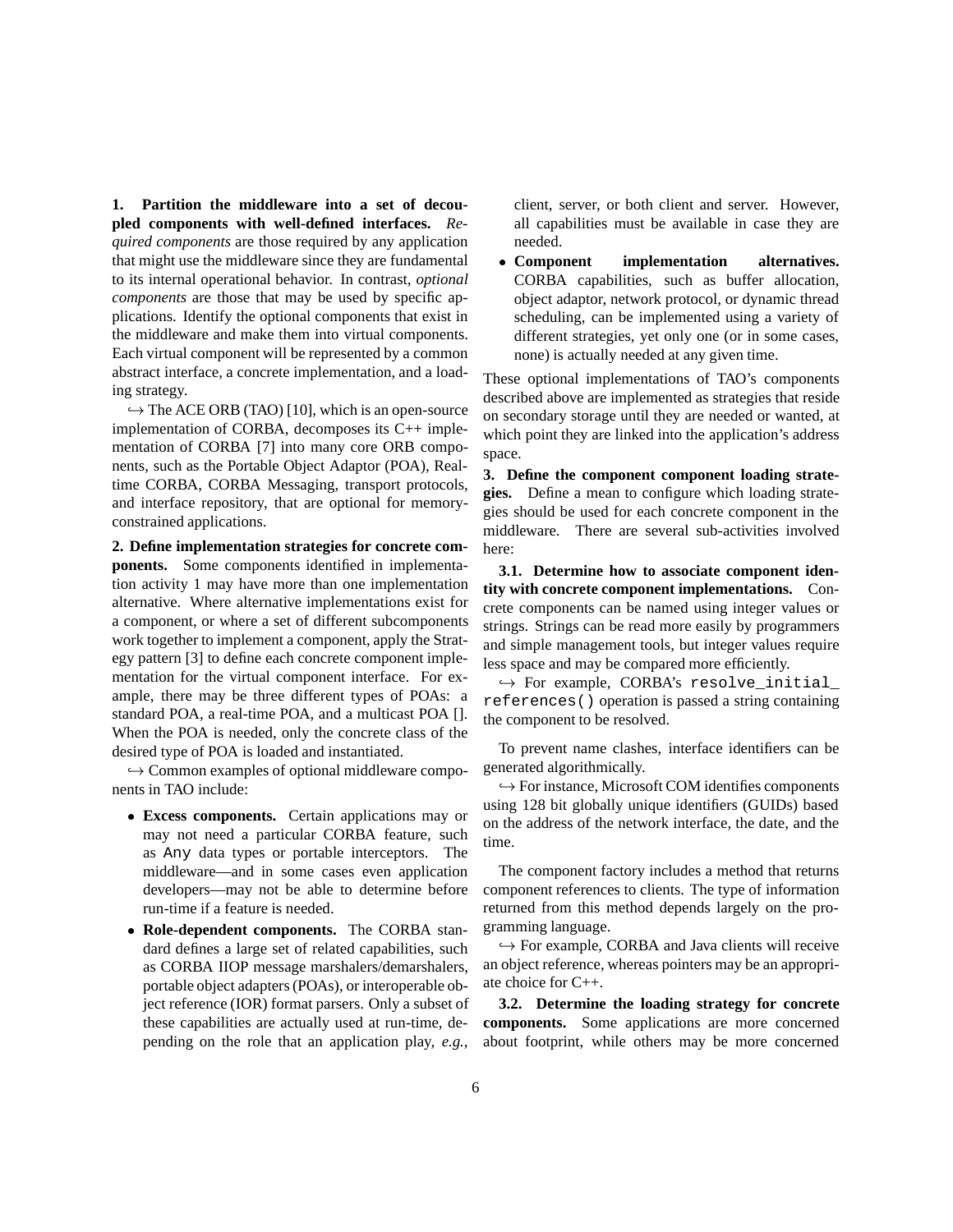**1. Partition the middleware into a set of decoupled components with well-defined interfaces.** *Required components* are those required by any application that might use the middleware since they are fundamental to its internal operational behavior. In contrast, *optional components* are those that may be used by specific applications. Identify the optional components that exist in the middleware and make them into virtual components. Each virtual component will be represented by a common abstract interface, a concrete implementation, and a loading strategy.

↪ The ACE ORB (TAO) [10], which is an open-source implementation of CORBA, decomposes its C++ implementation of CORBA [7] into many core ORB components, such as the Portable Object Adaptor (POA), Realtime CORBA, CORBA Messaging, transport protocols, and interface repository, that are optional for memory-constrained applications.

**2. Define implementation strategies for concrete components.** Some components identified in implementation activity 1 may have more than one implementation alternative. Where alternative implementations exist for a component, or where a set of different subcomponents work together to implement a component, apply the Strategy pattern [3] to define each concrete component implementation for the virtual component interface. For example, there may be three different types of POAs: a standard POA, a real-time POA, and a multicast POA []. When the POA is needed, only the concrete class of the desired type of POA is loaded and instantiated.

↪ Common examples of optional middleware components in TAO include:

- **Excess components.** Certain applications may or may not need a particular CORBA feature, such as `Any` data types or portable interceptors. The middleware—and in some cases even application developers—may not be able to determine before run-time if a feature is needed.
- **Role-dependent components.** The CORBA standard defines a large set of related capabilities, such as CORBA IIOP message marshalers/demarshalers, portable object adapters (POAs), or interoperable object reference (IOR) format parsers. Only a subset of these capabilities are actually used at run-time, depending on the role that an application play, *e.g.*, client, server, or both client and server. However, all capabilities must be available in case they are needed.
- **Component implementation alternatives.** CORBA capabilities, such as buffer allocation, object adaptor, network protocol, or dynamic thread scheduling, can be implemented using a variety of different strategies, yet only one (or in some cases, none) is actually needed at any given time.

These optional implementations of TAO's components described above are implemented as strategies that reside on secondary storage until they are needed or wanted, at which point they are linked into the application's address space.

**3. Define the component component loading strategies.** Define a mean to configure which loading strategies should be used for each concrete component in the middleware. There are several sub-activities involved here:

**3.1. Determine how to associate component identity with concrete component implementations.** Concrete components can be named using integer values or strings. Strings can be read more easily by programmers and simple management tools, but integer values require less space and may be compared more efficiently.

↪ For example, CORBA's `resolve_initial_references()` operation is passed a string containing the component to be resolved.

To prevent name clashes, interface identifiers can be generated algorithmically.

↪ For instance, Microsoft COM identifies components using 128 bit globally unique identifiers (GUIDs) based on the address of the network interface, the date, and the time.

The component factory includes a method that returns component references to clients. The type of information returned from this method depends largely on the programming language.

↪ For example, CORBA and Java clients will receive an object reference, whereas pointers may be an appropriate choice for C++.

**3.2. Determine the loading strategy for concrete components.** Some applications are more concerned about footprint, while others may be more concerned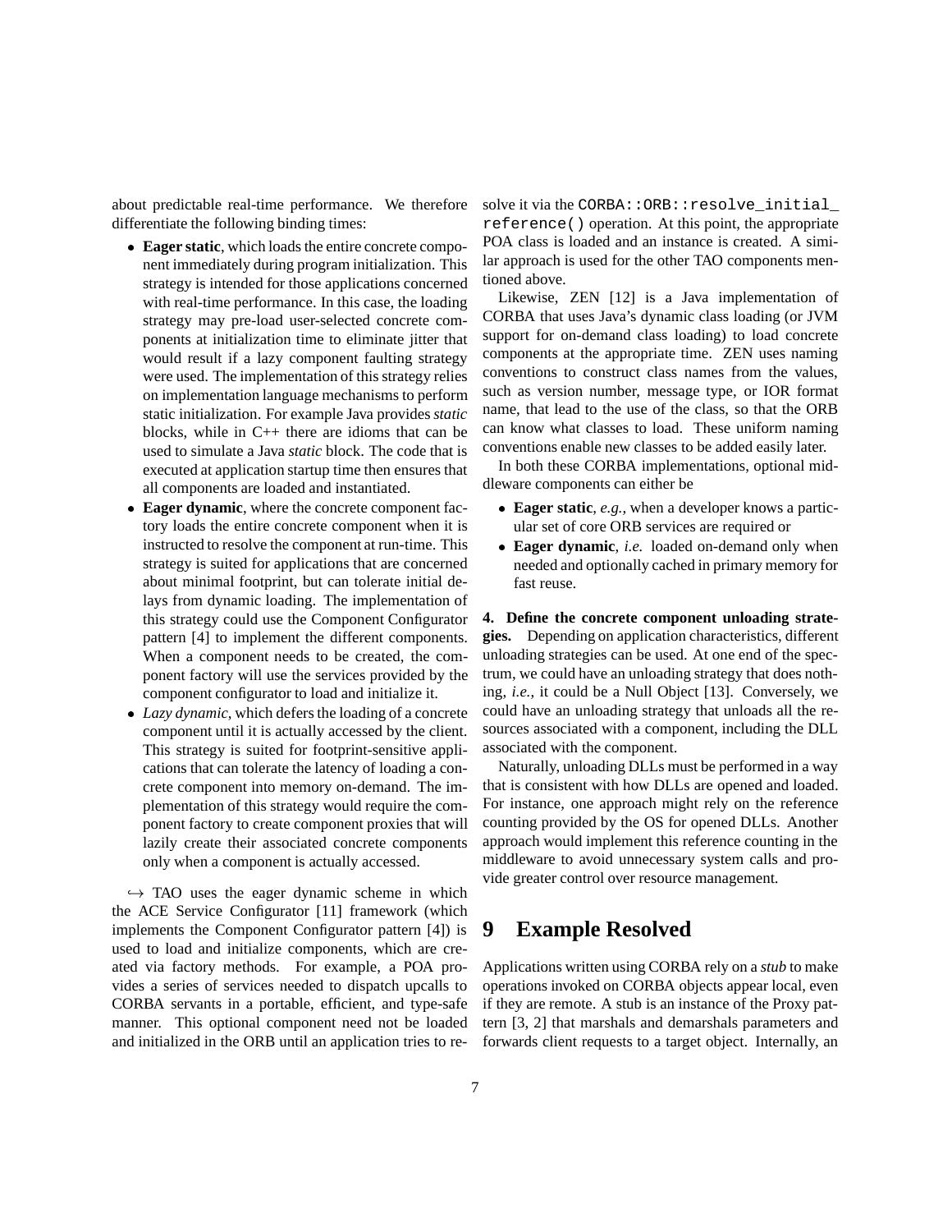about predictable real-time performance. We therefore differentiate the following binding times:

- **Eager static**, which loads the entire concrete component immediately during program initialization. This strategy is intended for those applications concerned with real-time performance. In this case, the loading strategy may pre-load user-selected concrete components at initialization time to eliminate jitter that would result if a lazy component faulting strategy were used. The implementation of this strategy relies on implementation language mechanisms to perform static initialization. For example Java provides *static* blocks, while in C++ there are idioms that can be used to simulate a Java *static* block. The code that is executed at application startup time then ensures that all components are loaded and instantiated.
- **Eager dynamic**, where the concrete component factory loads the entire concrete component when it is instructed to resolve the component at run-time. This strategy is suited for applications that are concerned about minimal footprint, but can tolerate initial delays from dynamic loading. The implementation of this strategy could use the Component Configurator pattern [4] to implement the different components. When a component needs to be created, the component factory will use the services provided by the component configurator to load and initialize it.
- *Lazy dynamic*, which defers the loading of a concrete component until it is actually accessed by the client. This strategy is suited for footprint-sensitive applications that can tolerate the latency of loading a concrete component into memory on-demand. The implementation of this strategy would require the component factory to create component proxies that will lazily create their associated concrete components only when a component is actually accessed.

↪ TAO uses the eager dynamic scheme in which the ACE Service Configurator [11] framework (which implements the Component Configurator pattern [4]) is used to load and initialize components, which are created via factory methods. For example, a POA provides a series of services needed to dispatch upcalls to CORBA servants in a portable, efficient, and type-safe manner. This optional component need not be loaded and initialized in the ORB until an application tries to resolve it via the `CORBA::ORB::resolve_initial_reference()` operation. At this point, the appropriate POA class is loaded and an instance is created. A similar approach is used for the other TAO components mentioned above.

Likewise, ZEN [12] is a Java implementation of CORBA that uses Java's dynamic class loading (or JVM support for on-demand class loading) to load concrete components at the appropriate time. ZEN uses naming conventions to construct class names from the values, such as version number, message type, or IOR format name, that lead to the use of the class, so that the ORB can know what classes to load. These uniform naming conventions enable new classes to be added easily later.

In both these CORBA implementations, optional middleware components can either be

- **Eager static**, *e.g.,* when a developer knows a particular set of core ORB services are required or
- **Eager dynamic**, *i.e.* loaded on-demand only when needed and optionally cached in primary memory for fast reuse.

**4. Define the concrete component unloading strategies.** Depending on application characteristics, different unloading strategies can be used. At one end of the spectrum, we could have an unloading strategy that does nothing, *i.e.,* it could be a Null Object [13]. Conversely, we could have an unloading strategy that unloads all the resources associated with a component, including the DLL associated with the component.

Naturally, unloading DLLs must be performed in a way that is consistent with how DLLs are opened and loaded. For instance, one approach might rely on the reference counting provided by the OS for opened DLLs. Another approach would implement this reference counting in the middleware to avoid unnecessary system calls and provide greater control over resource management.

# 9 Example Resolved

Applications written using CORBA rely on a *stub* to make operations invoked on CORBA objects appear local, even if they are remote. A stub is an instance of the Proxy pattern [3, 2] that marshals and demarshals parameters and forwards client requests to a target object. Internally, an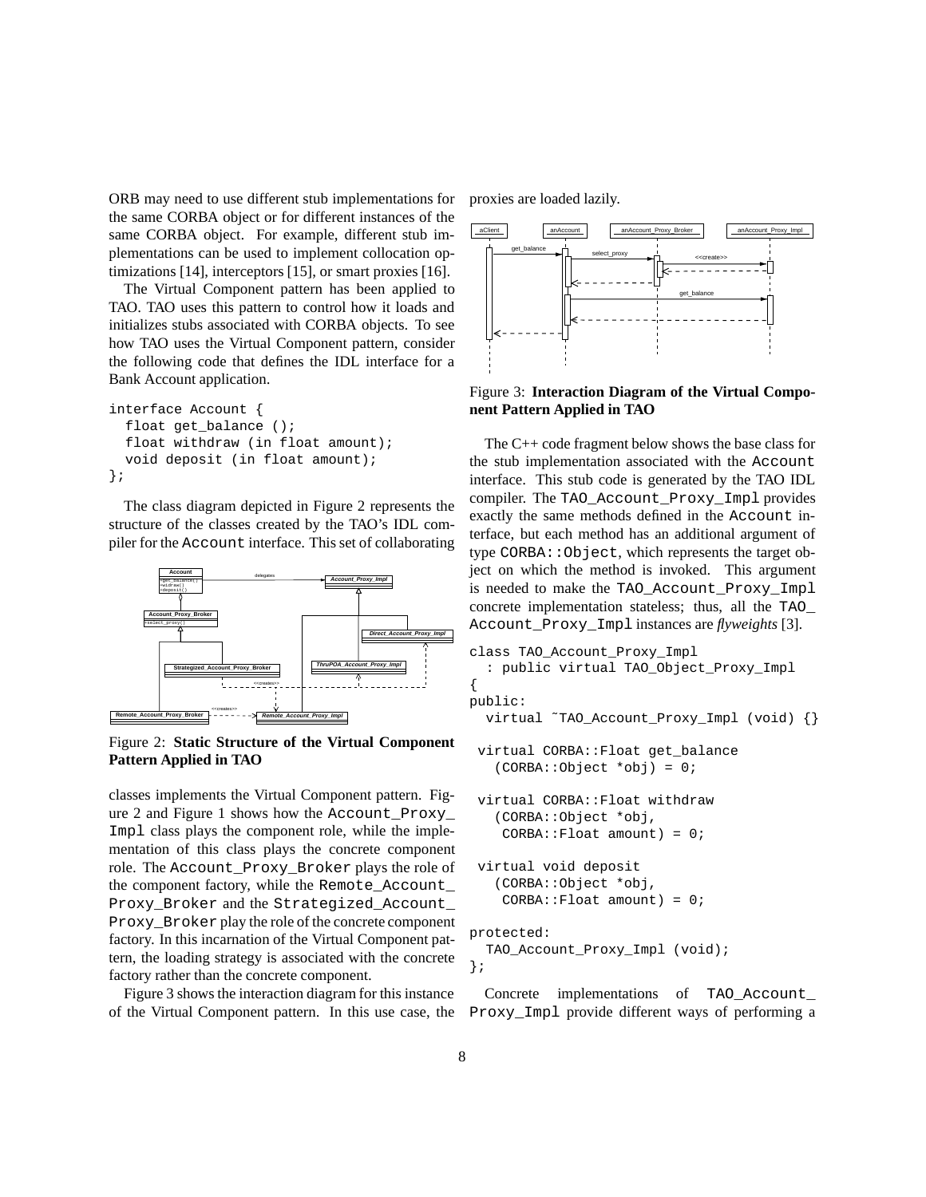ORB may need to use different stub implementations for the same CORBA object or for different instances of the same CORBA object. For example, different stub implementations can be used to implement collocation optimizations [14], interceptors [15], or smart proxies [16].

The Virtual Component pattern has been applied to TAO. TAO uses this pattern to control how it loads and initializes stubs associated with CORBA objects. To see how TAO uses the Virtual Component pattern, consider the following code that defines the IDL interface for a Bank Account application.

```
interface Account {
  float get_balance ();
  float withdraw (in float amount);
  void deposit (in float amount);
};
```

The class diagram depicted in Figure 2 represents the structure of the classes created by the TAO's IDL compiler for the Account interface. This set of collaborating classes implements the Virtual Component pattern. Figure 2 and Figure 1 shows how the Account_Proxy_Impl class plays the component role, while the implementation of this class plays the concrete component role. The Account_Proxy_Broker plays the role of the component factory, while the Remote_Account_Proxy_Broker and the Strategized_Account_Proxy_Broker play the role of the concrete component factory. In this incarnation of the Virtual Component pattern, the loading strategy is associated with the concrete factory rather than the concrete component.

Figure 2: **Static Structure of the Virtual Component Pattern Applied in TAO**

Figure 3 shows the interaction diagram for this instance of the Virtual Component pattern. In this use case, the proxies are loaded lazily.

Figure 3: **Interaction Diagram of the Virtual Component Pattern Applied in TAO**

The C++ code fragment below shows the base class for the stub implementation associated with the Account interface. This stub code is generated by the TAO IDL compiler. The TAO_Account_Proxy_Impl provides exactly the same methods defined in the Account interface, but each method has an additional argument of type CORBA::Object, which represents the target object on which the method is invoked. This argument is needed to make the TAO_Account_Proxy_Impl concrete implementation stateless; thus, all the TAO_Account_Proxy_Impl instances are *flyweights* [3].

```
class TAO_Account_Proxy_Impl
  : public virtual TAO_Object_Proxy_Impl
{
public:
  virtual ~TAO_Account_Proxy_Impl (void) {}

 virtual CORBA::Float get_balance
   (CORBA::Object *obj) = 0;

 virtual CORBA::Float withdraw
   (CORBA::Object *obj,
    CORBA::Float amount) = 0;

 virtual void deposit
   (CORBA::Object *obj,
    CORBA::Float amount) = 0;

protected:
  TAO_Account_Proxy_Impl (void);
};
```

Concrete implementations of TAO_Account_Proxy_Impl provide different ways of performing a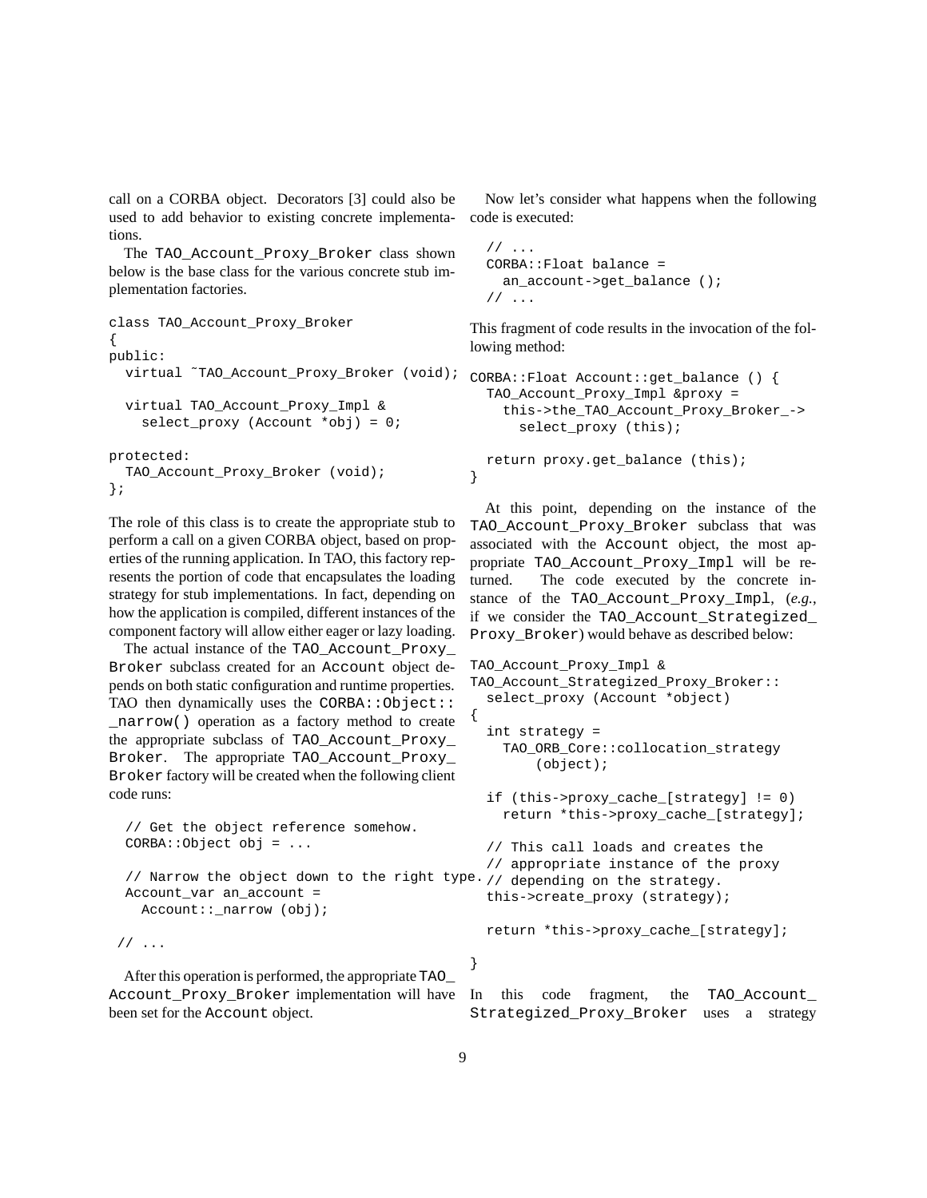call on a CORBA object. Decorators [3] could also be used to add behavior to existing concrete implementations.

The TAO_Account_Proxy_Broker class shown below is the base class for the various concrete stub implementation factories.

```
class TAO_Account_Proxy_Broker
{
public:
  virtual ˜TAO_Account_Proxy_Broker (void);

  virtual TAO_Account_Proxy_Impl &
    select_proxy (Account *obj) = 0;

protected:
  TAO_Account_Proxy_Broker (void);
};
```

The role of this class is to create the appropriate stub to perform a call on a given CORBA object, based on properties of the running application. In TAO, this factory represents the portion of code that encapsulates the loading strategy for stub implementations. In fact, depending on how the application is compiled, different instances of the component factory will allow either eager or lazy loading.

The actual instance of the TAO_Account_Proxy_Broker subclass created for an Account object depends on both static configuration and runtime properties. TAO then dynamically uses the CORBA::Object::_narrow() operation as a factory method to create the appropriate subclass of TAO_Account_Proxy_Broker. The appropriate TAO_Account_Proxy_Broker factory will be created when the following client code runs:

```
  // Get the object reference somehow.
  CORBA::Object obj = ...

  // Narrow the object down to the right type.
  Account_var an_account =
    Account::_narrow (obj);

 // ...
```

After this operation is performed, the appropriate TAO_Account_Proxy_Broker implementation will have been set for the Account object.

Now let's consider what happens when the following code is executed:

```
  // ...
  CORBA::Float balance =
    an_account->get_balance ();
  // ...
```

This fragment of code results in the invocation of the following method:

```
CORBA::Float Account::get_balance () {
  TAO_Account_Proxy_Impl &proxy =
    this->the_TAO_Account_Proxy_Broker_->
      select_proxy (this);

  return proxy.get_balance (this);
}
```

At this point, depending on the instance of the TAO_Account_Proxy_Broker subclass that was associated with the Account object, the most appropriate TAO_Account_Proxy_Impl will be returned. The code executed by the concrete instance of the TAO_Account_Proxy_Impl, (*e.g.*, if we consider the TAO_Account_Strategized_Proxy_Broker) would behave as described below:

```
TAO_Account_Proxy_Impl &
TAO_Account_Strategized_Proxy_Broker::
  select_proxy (Account *object)
{
  int strategy =
    TAO_ORB_Core::collocation_strategy
        (object);

  if (this->proxy_cache_[strategy] != 0)
    return *this->proxy_cache_[strategy];

  // This call loads and creates the
  // appropriate instance of the proxy
  // depending on the strategy.
  this->create_proxy (strategy);

  return *this->proxy_cache_[strategy];

}
```

In this code fragment, the TAO_Account_Strategized_Proxy_Broker uses a strategy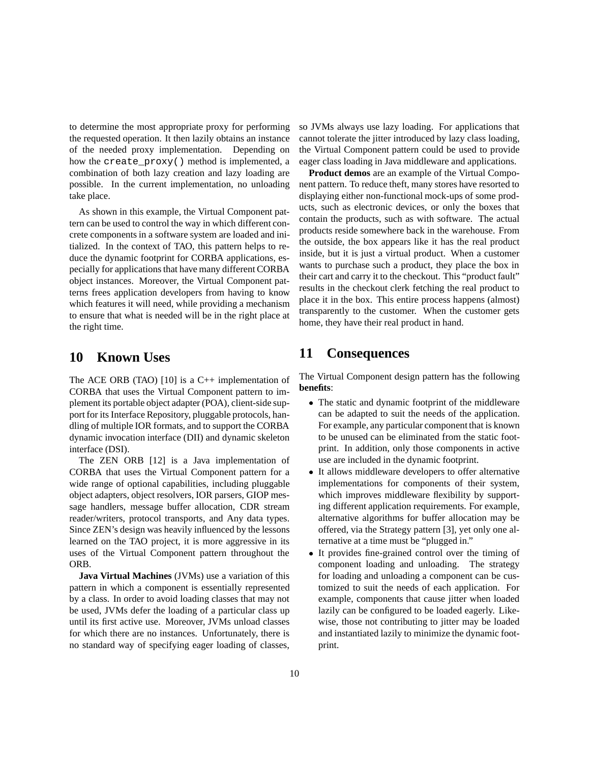to determine the most appropriate proxy for performing the requested operation. It then lazily obtains an instance of the needed proxy implementation. Depending on how the `create_proxy()` method is implemented, a combination of both lazy creation and lazy loading are possible. In the current implementation, no unloading take place.

As shown in this example, the Virtual Component pattern can be used to control the way in which different concrete components in a software system are loaded and initialized. In the context of TAO, this pattern helps to reduce the dynamic footprint for CORBA applications, especially for applications that have many different CORBA object instances. Moreover, the Virtual Component patterns frees application developers from having to know which features it will need, while providing a mechanism to ensure that what is needed will be in the right place at the right time.

# 10 Known Uses

The ACE ORB (TAO) [10] is a C++ implementation of CORBA that uses the Virtual Component pattern to implement its portable object adapter (POA), client-side support for its Interface Repository, pluggable protocols, handling of multiple IOR formats, and to support the CORBA dynamic invocation interface (DII) and dynamic skeleton interface (DSI).

The ZEN ORB [12] is a Java implementation of CORBA that uses the Virtual Component pattern for a wide range of optional capabilities, including pluggable object adapters, object resolvers, IOR parsers, GIOP message handlers, message buffer allocation, CDR stream reader/writers, protocol transports, and Any data types. Since ZEN's design was heavily influenced by the lessons learned on the TAO project, it is more aggressive in its uses of the Virtual Component pattern throughout the ORB.

**Java Virtual Machines** (JVMs) use a variation of this pattern in which a component is essentially represented by a class. In order to avoid loading classes that may not be used, JVMs defer the loading of a particular class up until its first active use. Moreover, JVMs unload classes for which there are no instances. Unfortunately, there is no standard way of specifying eager loading of classes, so JVMs always use lazy loading. For applications that cannot tolerate the jitter introduced by lazy class loading, the Virtual Component pattern could be used to provide eager class loading in Java middleware and applications.

**Product demos** are an example of the Virtual Component pattern. To reduce theft, many stores have resorted to displaying either non-functional mock-ups of some products, such as electronic devices, or only the boxes that contain the products, such as with software. The actual products reside somewhere back in the warehouse. From the outside, the box appears like it has the real product inside, but it is just a virtual product. When a customer wants to purchase such a product, they place the box in their cart and carry it to the checkout. This "product fault" results in the checkout clerk fetching the real product to place it in the box. This entire process happens (almost) transparently to the customer. When the customer gets home, they have their real product in hand.

# 11 Consequences

The Virtual Component design pattern has the following **benefits**:

- The static and dynamic footprint of the middleware can be adapted to suit the needs of the application. For example, any particular component that is known to be unused can be eliminated from the static footprint. In addition, only those components in active use are included in the dynamic footprint.
- It allows middleware developers to offer alternative implementations for components of their system, which improves middleware flexibility by supporting different application requirements. For example, alternative algorithms for buffer allocation may be offered, via the Strategy pattern [3], yet only one alternative at a time must be "plugged in."
- It provides fine-grained control over the timing of component loading and unloading. The strategy for loading and unloading a component can be customized to suit the needs of each application. For example, components that cause jitter when loaded lazily can be configured to be loaded eagerly. Likewise, those not contributing to jitter may be loaded and instantiated lazily to minimize the dynamic footprint.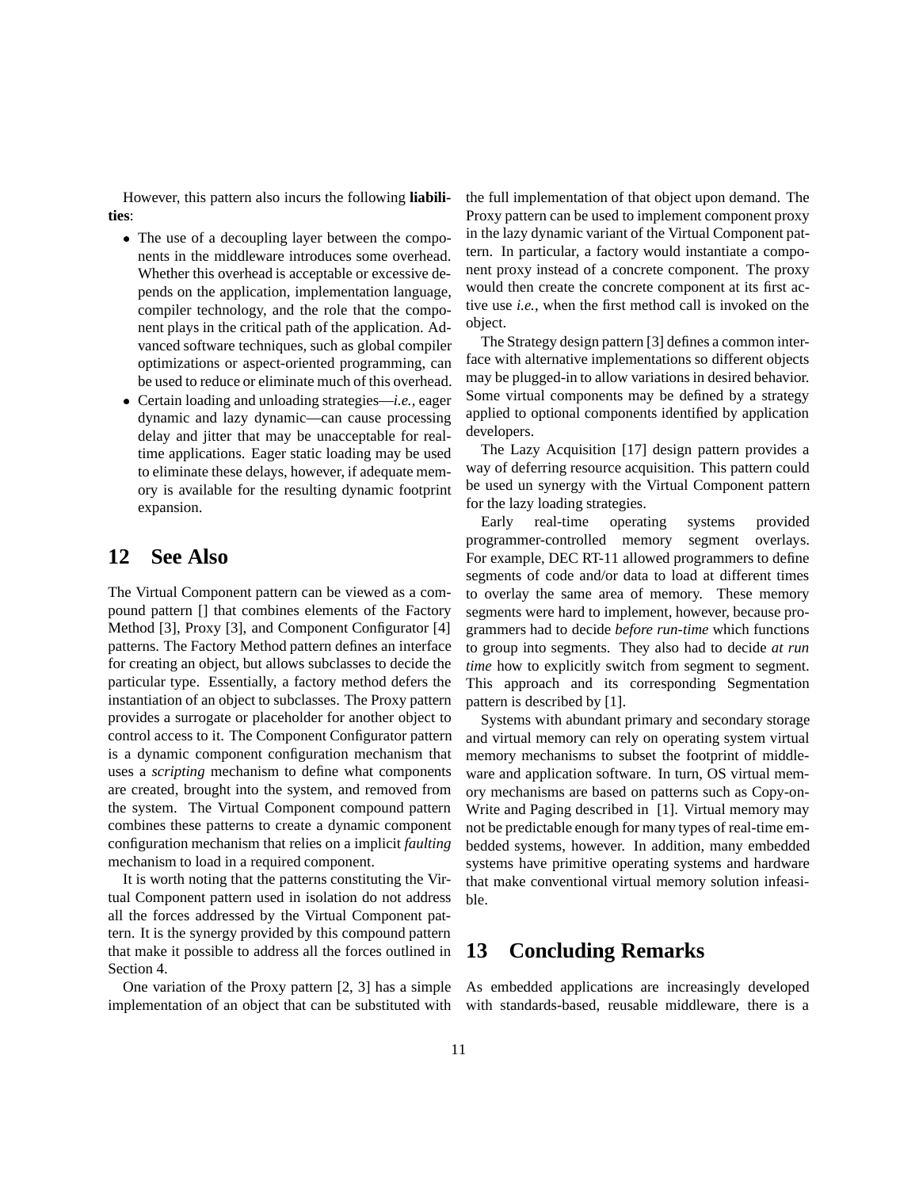However, this pattern also incurs the following **liabilities**:

- The use of a decoupling layer between the components in the middleware introduces some overhead. Whether this overhead is acceptable or excessive depends on the application, implementation language, compiler technology, and the role that the component plays in the critical path of the application. Advanced software techniques, such as global compiler optimizations or aspect-oriented programming, can be used to reduce or eliminate much of this overhead.
- Certain loading and unloading strategies—*i.e.*, eager dynamic and lazy dynamic—can cause processing delay and jitter that may be unacceptable for real-time applications. Eager static loading may be used to eliminate these delays, however, if adequate memory is available for the resulting dynamic footprint expansion.

# 12 See Also

The Virtual Component pattern can be viewed as a compound pattern [] that combines elements of the Factory Method [3], Proxy [3], and Component Configurator [4] patterns. The Factory Method pattern defines an interface for creating an object, but allows subclasses to decide the particular type. Essentially, a factory method defers the instantiation of an object to subclasses. The Proxy pattern provides a surrogate or placeholder for another object to control access to it. The Component Configurator pattern is a dynamic component configuration mechanism that uses a *scripting* mechanism to define what components are created, brought into the system, and removed from the system. The Virtual Component compound pattern combines these patterns to create a dynamic component configuration mechanism that relies on a implicit *faulting* mechanism to load in a required component.

It is worth noting that the patterns constituting the Virtual Component pattern used in isolation do not address all the forces addressed by the Virtual Component pattern. It is the synergy provided by this compound pattern that make it possible to address all the forces outlined in Section 4.

One variation of the Proxy pattern [2, 3] has a simple implementation of an object that can be substituted with the full implementation of that object upon demand. The Proxy pattern can be used to implement component proxy in the lazy dynamic variant of the Virtual Component pattern. In particular, a factory would instantiate a component proxy instead of a concrete component. The proxy would then create the concrete component at its first active use *i.e.*, when the first method call is invoked on the object.

The Strategy design pattern [3] defines a common interface with alternative implementations so different objects may be plugged-in to allow variations in desired behavior. Some virtual components may be defined by a strategy applied to optional components identified by application developers.

The Lazy Acquisition [17] design pattern provides a way of deferring resource acquisition. This pattern could be used un synergy with the Virtual Component pattern for the lazy loading strategies.

Early real-time operating systems provided programmer-controlled memory segment overlays. For example, DEC RT-11 allowed programmers to define segments of code and/or data to load at different times to overlay the same area of memory. These memory segments were hard to implement, however, because programmers had to decide *before run-time* which functions to group into segments. They also had to decide *at run time* how to explicitly switch from segment to segment. This approach and its corresponding Segmentation pattern is described by [1].

Systems with abundant primary and secondary storage and virtual memory can rely on operating system virtual memory mechanisms to subset the footprint of middleware and application software. In turn, OS virtual memory mechanisms are based on patterns such as Copy-on-Write and Paging described in [1]. Virtual memory may not be predictable enough for many types of real-time embedded systems, however. In addition, many embedded systems have primitive operating systems and hardware that make conventional virtual memory solution infeasible.

# 13 Concluding Remarks

As embedded applications are increasingly developed with standards-based, reusable middleware, there is a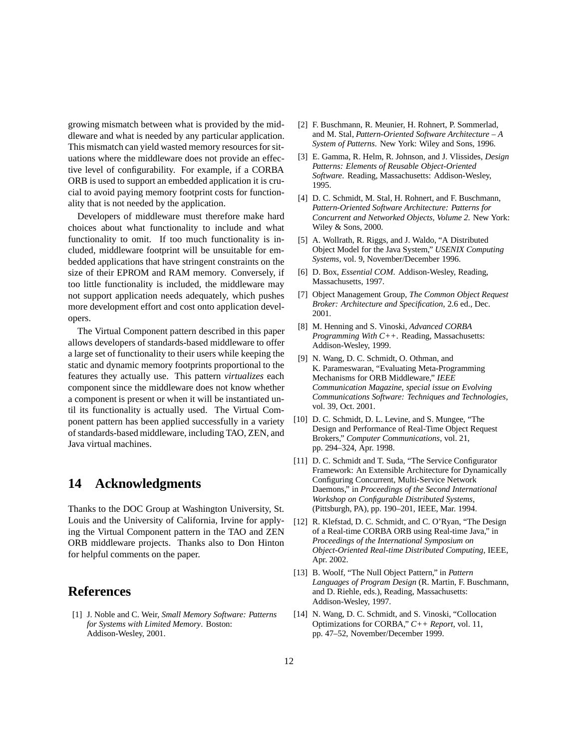growing mismatch between what is provided by the middleware and what is needed by any particular application. This mismatch can yield wasted memory resources for situations where the middleware does not provide an effective level of configurability. For example, if a CORBA ORB is used to support an embedded application it is crucial to avoid paying memory footprint costs for functionality that is not needed by the application.

Developers of middleware must therefore make hard choices about what functionality to include and what functionality to omit. If too much functionality is included, middleware footprint will be unsuitable for embedded applications that have stringent constraints on the size of their EPROM and RAM memory. Conversely, if too little functionality is included, the middleware may not support application needs adequately, which pushes more development effort and cost onto application developers.

The Virtual Component pattern described in this paper allows developers of standards-based middleware to offer a large set of functionality to their users while keeping the static and dynamic memory footprints proportional to the features they actually use. This pattern *virtualizes* each component since the middleware does not know whether a component is present or when it will be instantiated until its functionality is actually used. The Virtual Component pattern has been applied successfully in a variety of standards-based middleware, including TAO, ZEN, and Java virtual machines.

# 14 Acknowledgments

Thanks to the DOC Group at Washington University, St. Louis and the University of California, Irvine for applying the Virtual Component pattern in the TAO and ZEN ORB middleware projects. Thanks also to Don Hinton for helpful comments on the paper.

# References

[1] J. Noble and C. Weir, *Small Memory Software: Patterns for Systems with Limited Memory*. Boston: Addison-Wesley, 2001.

[2] F. Buschmann, R. Meunier, H. Rohnert, P. Sommerlad, and M. Stal, *Pattern-Oriented Software Architecture – A System of Patterns*. New York: Wiley and Sons, 1996.

[3] E. Gamma, R. Helm, R. Johnson, and J. Vlissides, *Design Patterns: Elements of Reusable Object-Oriented Software*. Reading, Massachusetts: Addison-Wesley, 1995.

[4] D. C. Schmidt, M. Stal, H. Rohnert, and F. Buschmann, *Pattern-Oriented Software Architecture: Patterns for Concurrent and Networked Objects, Volume 2*. New York: Wiley & Sons, 2000.

[5] A. Wollrath, R. Riggs, and J. Waldo, "A Distributed Object Model for the Java System," *USENIX Computing Systems*, vol. 9, November/December 1996.

[6] D. Box, *Essential COM*. Addison-Wesley, Reading, Massachusetts, 1997.

[7] Object Management Group, *The Common Object Request Broker: Architecture and Specification*, 2.6 ed., Dec. 2001.

[8] M. Henning and S. Vinoski, *Advanced CORBA Programming With C++*. Reading, Massachusetts: Addison-Wesley, 1999.

[9] N. Wang, D. C. Schmidt, O. Othman, and K. Parameswaran, "Evaluating Meta-Programming Mechanisms for ORB Middleware," *IEEE Communication Magazine, special issue on Evolving Communications Software: Techniques and Technologies*, vol. 39, Oct. 2001.

[10] D. C. Schmidt, D. L. Levine, and S. Mungee, "The Design and Performance of Real-Time Object Request Brokers," *Computer Communications*, vol. 21, pp. 294–324, Apr. 1998.

[11] D. C. Schmidt and T. Suda, "The Service Configurator Framework: An Extensible Architecture for Dynamically Configuring Concurrent, Multi-Service Network Daemons," in *Proceedings of the Second International Workshop on Configurable Distributed Systems*, (Pittsburgh, PA), pp. 190–201, IEEE, Mar. 1994.

[12] R. Klefstad, D. C. Schmidt, and C. O'Ryan, "The Design of a Real-time CORBA ORB using Real-time Java," in *Proceedings of the International Symposium on Object-Oriented Real-time Distributed Computing*, IEEE, Apr. 2002.

[13] B. Woolf, "The Null Object Pattern," in *Pattern Languages of Program Design* (R. Martin, F. Buschmann, and D. Riehle, eds.), Reading, Massachusetts: Addison-Wesley, 1997.

[14] N. Wang, D. C. Schmidt, and S. Vinoski, "Collocation Optimizations for CORBA," *C++ Report*, vol. 11, pp. 47–52, November/December 1999.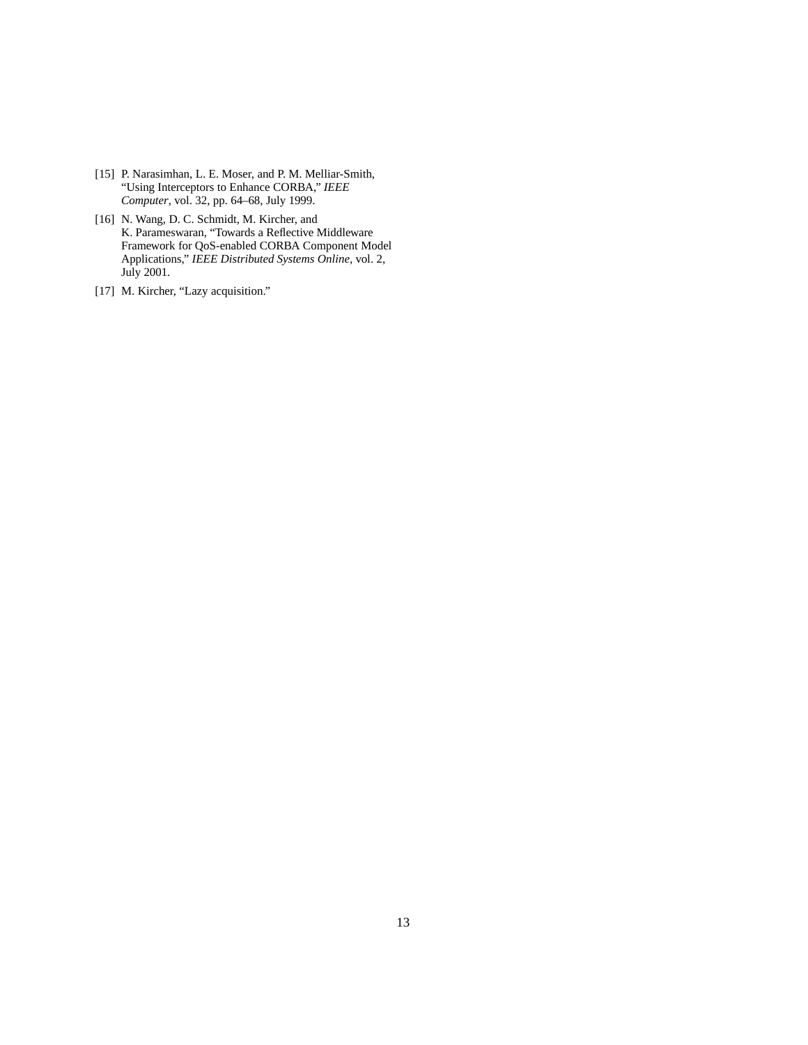[15] P. Narasimhan, L. E. Moser, and P. M. Melliar-Smith, "Using Interceptors to Enhance CORBA," *IEEE Computer*, vol. 32, pp. 64–68, July 1999.

[16] N. Wang, D. C. Schmidt, M. Kircher, and K. Parameswaran, "Towards a Reflective Middleware Framework for QoS-enabled CORBA Component Model Applications," *IEEE Distributed Systems Online*, vol. 2, July 2001.

[17] M. Kircher, "Lazy acquisition."